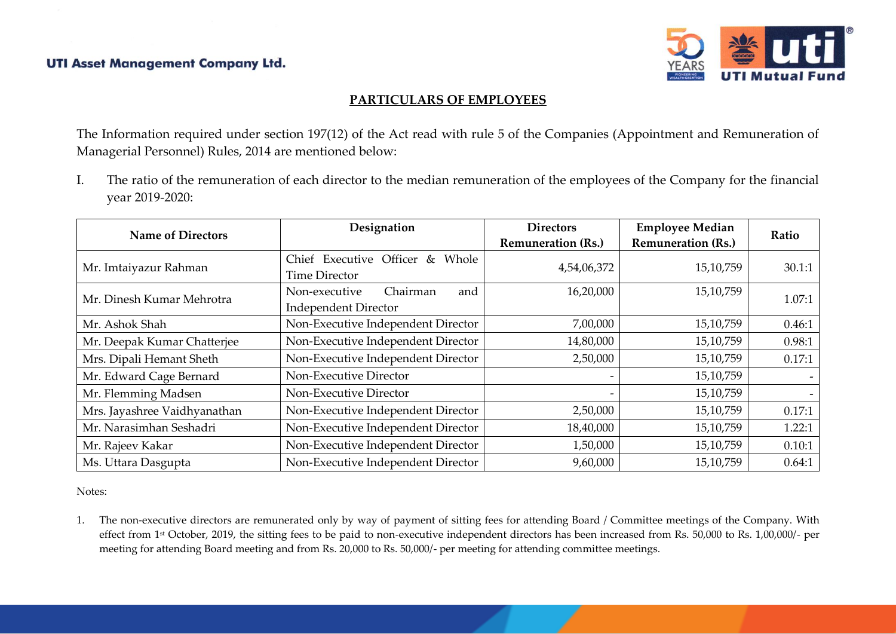UTI Asset Management Company Ltd.

## PARTICULARS OF EMPLOYEES

The Information required under section 197(12) of the Act read with rule 5 of the Companies (Appointment and Remuneration of Managerial Personnel) Rules, 2014 are mentioned below:

I. The ratio of the remuneration of each director to the median remuneration of the employees of the Company for the financial year 2019-2020:

| Name of Directors | Designation | Directors Remuneration (Rs.) | Employee Median Remuneration (Rs.) | Ratio |
|---|---|---|---|---|
| Mr. Imtaiyazur Rahman | Chief Executive Officer & Whole Time Director | 4,54,06,372 | 15,10,759 | 30.1:1 |
| Mr. Dinesh Kumar Mehrotra | Non-executive Chairman and Independent Director | 16,20,000 | 15,10,759 | 1.07:1 |
| Mr. Ashok Shah | Non-Executive Independent Director | 7,00,000 | 15,10,759 | 0.46:1 |
| Mr. Deepak Kumar Chatterjee | Non-Executive Independent Director | 14,80,000 | 15,10,759 | 0.98:1 |
| Mrs. Dipali Hemant Sheth | Non-Executive Independent Director | 2,50,000 | 15,10,759 | 0.17:1 |
| Mr. Edward Cage Bernard | Non-Executive Director | - | 15,10,759 | - |
| Mr. Flemming Madsen | Non-Executive Director | - | 15,10,759 | - |
| Mrs. Jayashree Vaidhyanathan | Non-Executive Independent Director | 2,50,000 | 15,10,759 | 0.17:1 |
| Mr. Narasimhan Seshadri | Non-Executive Independent Director | 18,40,000 | 15,10,759 | 1.22:1 |
| Mr. Rajeev Kakar | Non-Executive Independent Director | 1,50,000 | 15,10,759 | 0.10:1 |
| Ms. Uttara Dasgupta | Non-Executive Independent Director | 9,60,000 | 15,10,759 | 0.64:1 |

Notes:

1. The non-executive directors are remunerated only by way of payment of sitting fees for attending Board / Committee meetings of the Company. With effect from 1st October, 2019, the sitting fees to be paid to non-executive independent directors has been increased from Rs. 50,000 to Rs. 1,00,000/- per meeting for attending Board meeting and from Rs. 20,000 to Rs. 50,000/- per meeting for attending committee meetings.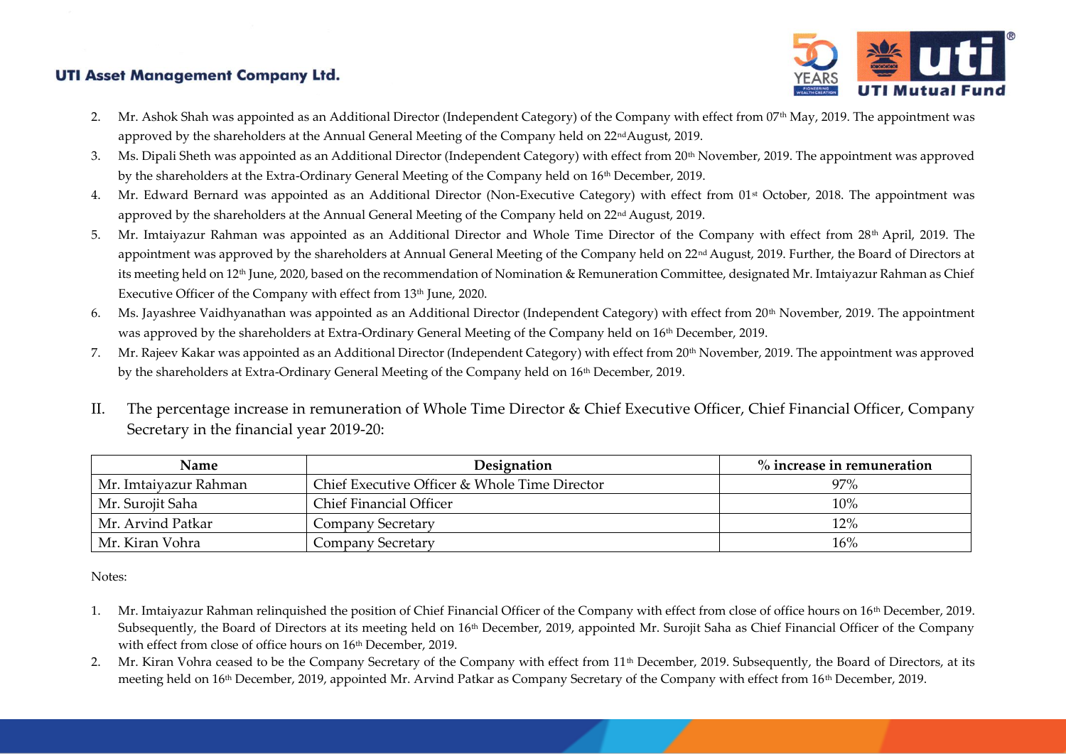2. Mr. Ashok Shah was appointed as an Additional Director (Independent Category) of the Company with effect from 07th May, 2019. The appointment was approved by the shareholders at the Annual General Meeting of the Company held on 22nd August, 2019.
3. Ms. Dipali Sheth was appointed as an Additional Director (Independent Category) with effect from 20th November, 2019. The appointment was approved by the shareholders at the Extra-Ordinary General Meeting of the Company held on 16th December, 2019.
4. Mr. Edward Bernard was appointed as an Additional Director (Non-Executive Category) with effect from 01st October, 2018. The appointment was approved by the shareholders at the Annual General Meeting of the Company held on 22nd August, 2019.
5. Mr. Imtaiyazur Rahman was appointed as an Additional Director and Whole Time Director of the Company with effect from 28th April, 2019. The appointment was approved by the shareholders at Annual General Meeting of the Company held on 22nd August, 2019. Further, the Board of Directors at its meeting held on 12th June, 2020, based on the recommendation of Nomination & Remuneration Committee, designated Mr. Imtaiyazur Rahman as Chief Executive Officer of the Company with effect from 13th June, 2020.
6. Ms. Jayashree Vaidhyanathan was appointed as an Additional Director (Independent Category) with effect from 20th November, 2019. The appointment was approved by the shareholders at Extra-Ordinary General Meeting of the Company held on 16th December, 2019.
7. Mr. Rajeev Kakar was appointed as an Additional Director (Independent Category) with effect from 20th November, 2019. The appointment was approved by the shareholders at Extra-Ordinary General Meeting of the Company held on 16th December, 2019.

## II. The percentage increase in remuneration of Whole Time Director & Chief Executive Officer, Chief Financial Officer, Company Secretary in the financial year 2019-20:

| Name | Designation | % increase in remuneration |
|---|---|---|
| Mr. Imtaiyazur Rahman | Chief Executive Officer & Whole Time Director | 97% |
| Mr. Surojit Saha | Chief Financial Officer | 10% |
| Mr. Arvind Patkar | Company Secretary | 12% |
| Mr. Kiran Vohra | Company Secretary | 16% |

Notes:

1. Mr. Imtaiyazur Rahman relinquished the position of Chief Financial Officer of the Company with effect from close of office hours on 16th December, 2019. Subsequently, the Board of Directors at its meeting held on 16th December, 2019, appointed Mr. Surojit Saha as Chief Financial Officer of the Company with effect from close of office hours on 16th December, 2019.
2. Mr. Kiran Vohra ceased to be the Company Secretary of the Company with effect from 11th December, 2019. Subsequently, the Board of Directors, at its meeting held on 16th December, 2019, appointed Mr. Arvind Patkar as Company Secretary of the Company with effect from 16th December, 2019.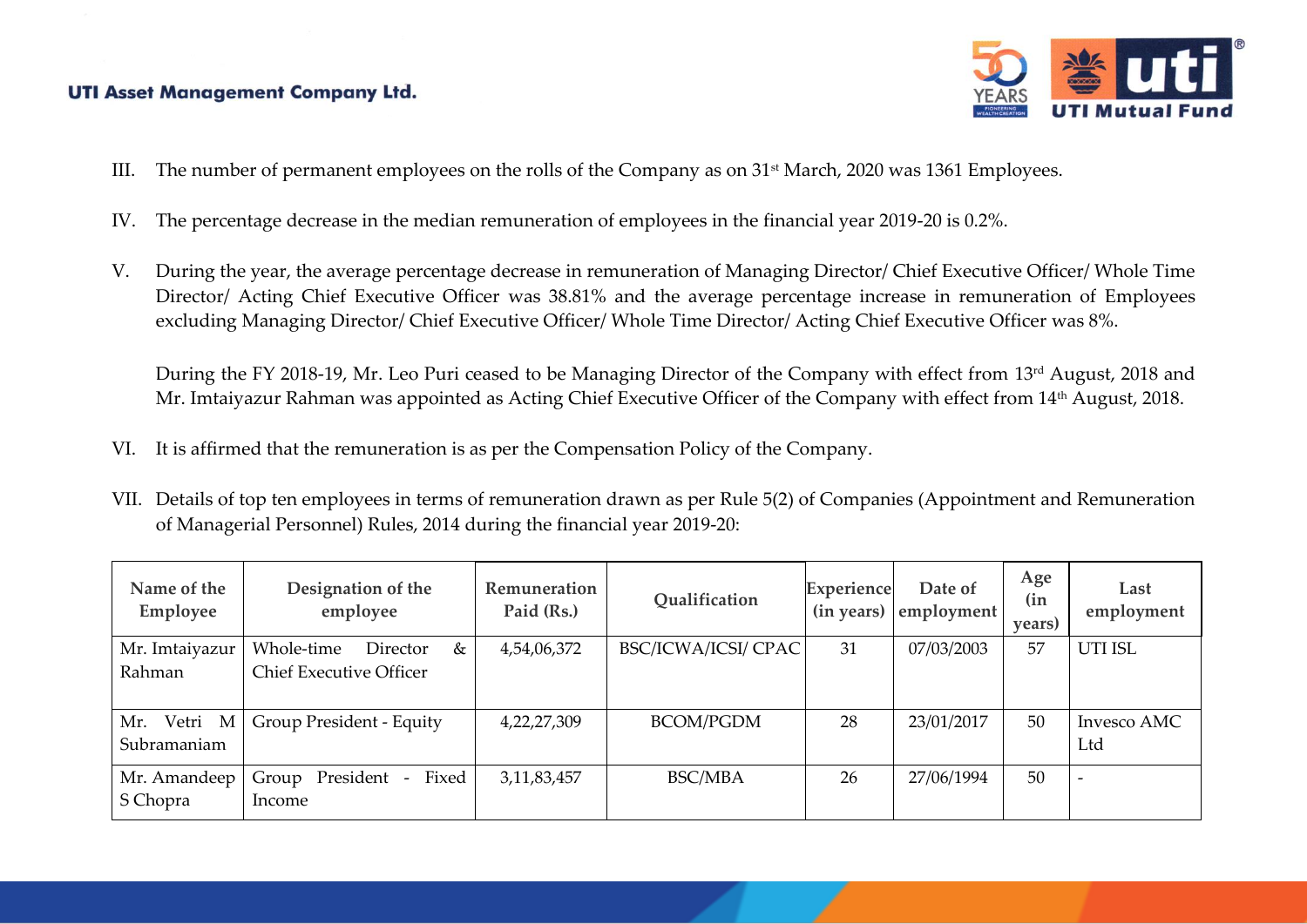III. The number of permanent employees on the rolls of the Company as on 31st March, 2020 was 1361 Employees.

IV. The percentage decrease in the median remuneration of employees in the financial year 2019-20 is 0.2%.

V. During the year, the average percentage decrease in remuneration of Managing Director/ Chief Executive Officer/ Whole Time Director/ Acting Chief Executive Officer was 38.81% and the average percentage increase in remuneration of Employees excluding Managing Director/ Chief Executive Officer/ Whole Time Director/ Acting Chief Executive Officer was 8%.

During the FY 2018-19, Mr. Leo Puri ceased to be Managing Director of the Company with effect from 13rd August, 2018 and Mr. Imtaiyazur Rahman was appointed as Acting Chief Executive Officer of the Company with effect from 14th August, 2018.

VI. It is affirmed that the remuneration is as per the Compensation Policy of the Company.

VII. Details of top ten employees in terms of remuneration drawn as per Rule 5(2) of Companies (Appointment and Remuneration of Managerial Personnel) Rules, 2014 during the financial year 2019-20:

| Name of the Employee | Designation of the employee | Remuneration Paid (Rs.) | Qualification | Experience (in years) | Date of employment | Age (in years) | Last employment |
|---|---|---|---|---|---|---|---|
| Mr. Imtaiyazur Rahman | Whole-time Director & Chief Executive Officer | 4,54,06,372 | BSC/ICWA/ICSI/ CPAC | 31 | 07/03/2003 | 57 | UTI ISL |
| Mr. Vetri M Subramaniam | Group President - Equity | 4,22,27,309 | BCOM/PGDM | 28 | 23/01/2017 | 50 | Invesco AMC Ltd |
| Mr. Amandeep S Chopra | Group President - Fixed Income | 3,11,83,457 | BSC/MBA | 26 | 27/06/1994 | 50 | - |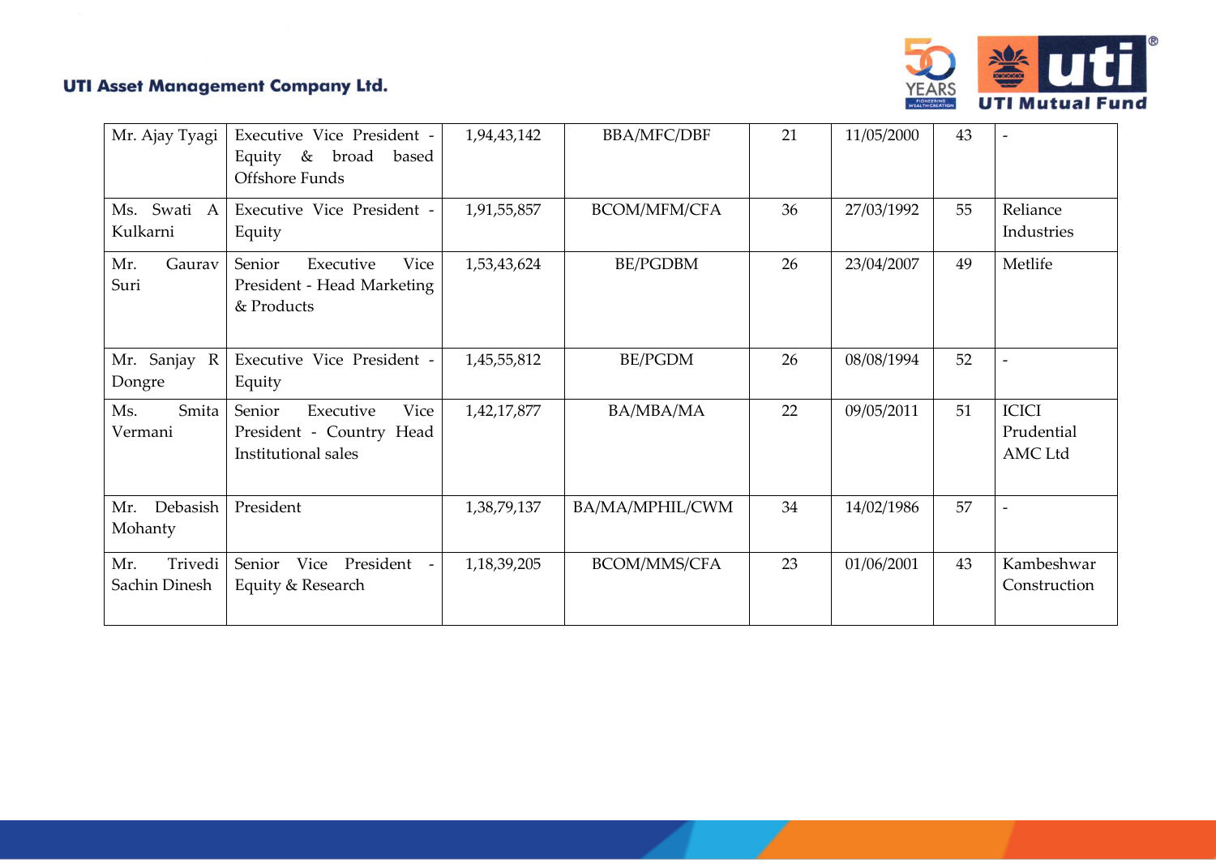| | | | | | | | |
|---|---|---|---|---|---|---|---|
| Mr. Ajay Tyagi | Executive Vice President - Equity & broad based Offshore Funds | 1,94,43,142 | BBA/MFC/DBF | 21 | 11/05/2000 | 43 | - |
| Ms. Swati A Kulkarni | Executive Vice President - Equity | 1,91,55,857 | BCOM/MFM/CFA | 36 | 27/03/1992 | 55 | Reliance Industries |
| Mr. Gaurav Suri | Senior Executive Vice President - Head Marketing & Products | 1,53,43,624 | BE/PGDBM | 26 | 23/04/2007 | 49 | Metlife |
| Mr. Sanjay R Dongre | Executive Vice President - Equity | 1,45,55,812 | BE/PGDM | 26 | 08/08/1994 | 52 | - |
| Ms. Smita Vermani | Senior Executive Vice President - Country Head Institutional sales | 1,42,17,877 | BA/MBA/MA | 22 | 09/05/2011 | 51 | ICICI Prudential AMC Ltd |
| Mr. Debasish Mohanty | President | 1,38,79,137 | BA/MA/MPHIL/CWM | 34 | 14/02/1986 | 57 | - |
| Mr. Trivedi Sachin Dinesh | Senior Vice President - Equity & Research | 1,18,39,205 | BCOM/MMS/CFA | 23 | 01/06/2001 | 43 | Kambeshwar Construction |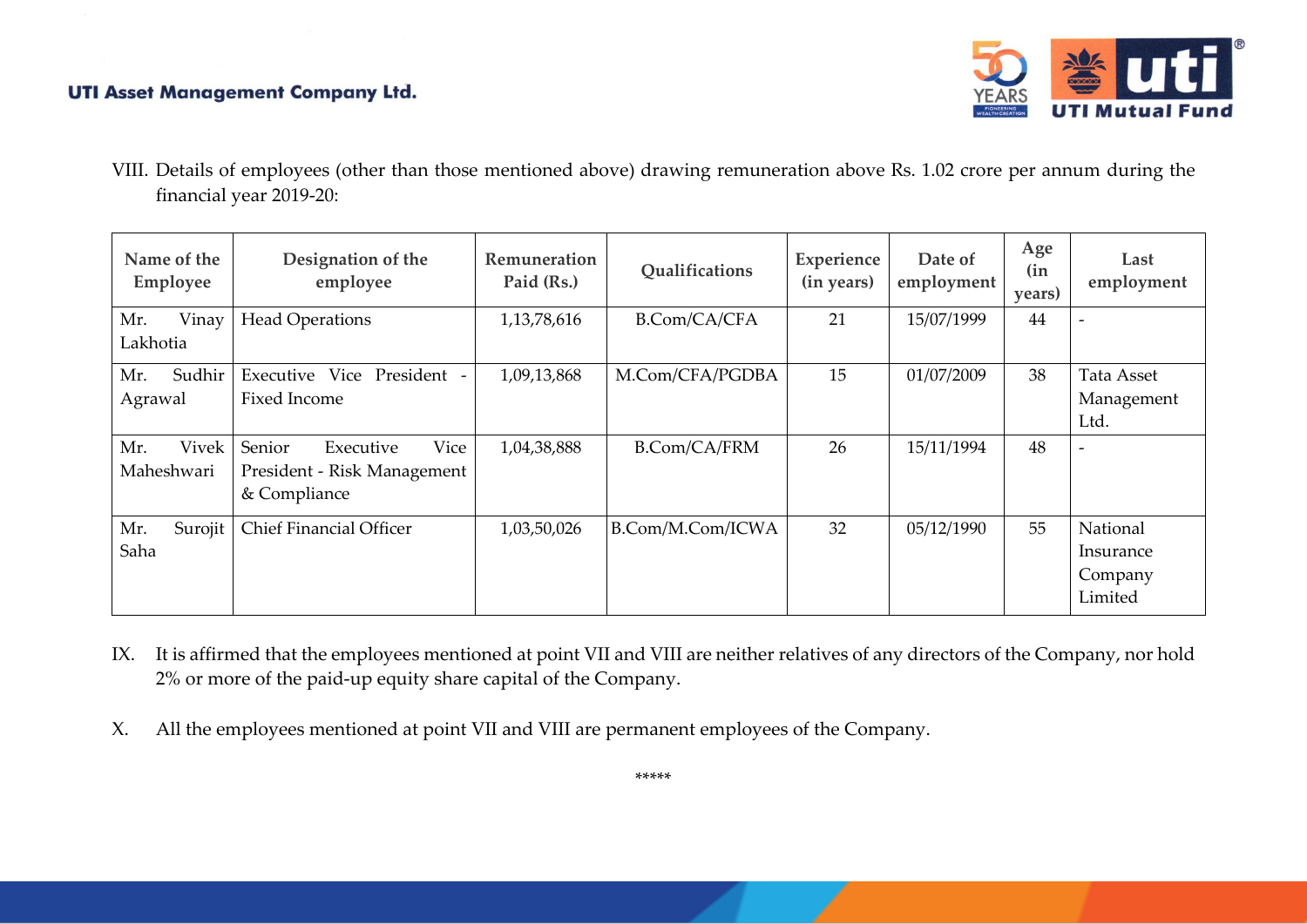VIII. Details of employees (other than those mentioned above) drawing remuneration above Rs. 1.02 crore per annum during the financial year 2019-20:

| Name of the Employee | Designation of the employee | Remuneration Paid (Rs.) | Qualifications | Experience (in years) | Date of employment | Age (in years) | Last employment |
|---|---|---|---|---|---|---|---|
| Mr. Vinay Lakhotia | Head Operations | 1,13,78,616 | B.Com/CA/CFA | 21 | 15/07/1999 | 44 | - |
| Mr. Sudhir Agrawal | Executive Vice President - Fixed Income | 1,09,13,868 | M.Com/CFA/PGDBA | 15 | 01/07/2009 | 38 | Tata Asset Management Ltd. |
| Mr. Vivek Maheshwari | Senior Executive Vice President - Risk Management & Compliance | 1,04,38,888 | B.Com/CA/FRM | 26 | 15/11/1994 | 48 | - |
| Mr. Surojit Saha | Chief Financial Officer | 1,03,50,026 | B.Com/M.Com/ICWA | 32 | 05/12/1990 | 55 | National Insurance Company Limited |

IX. It is affirmed that the employees mentioned at point VII and VIII are neither relatives of any directors of the Company, nor hold 2% or more of the paid-up equity share capital of the Company.

X. All the employees mentioned at point VII and VIII are permanent employees of the Company.

*****